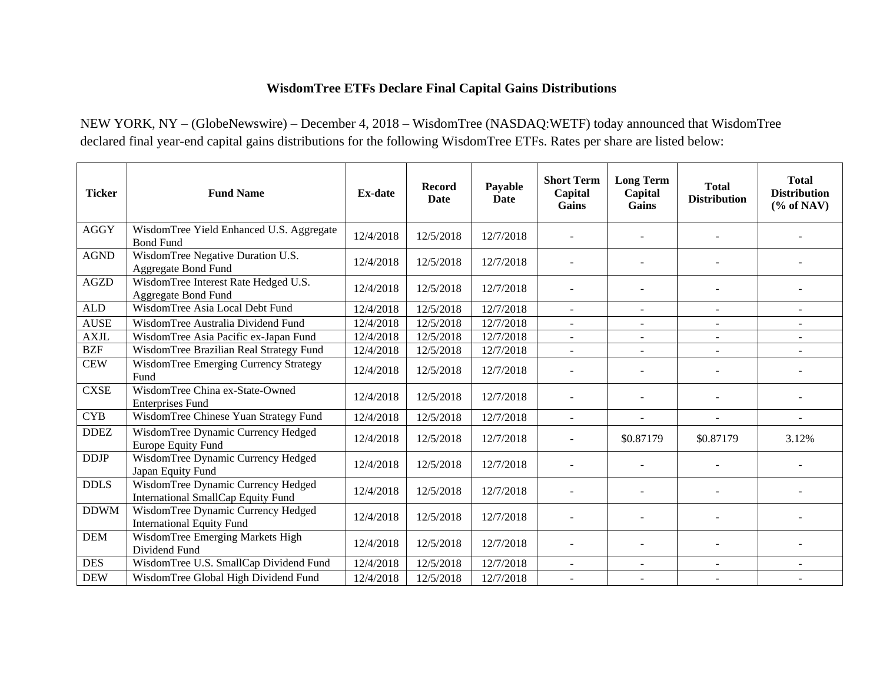# WisdomTree ETFs Declare Final Capital Gains Distributions

NEW YORK, NY – (GlobeNewswire) – December 4, 2018 – WisdomTree (NASDAQ:WETF) today announced that WisdomTree declared final year-end capital gains distributions for the following WisdomTree ETFs. Rates per share are listed below:

| Ticker | Fund Name | Ex-date | Record Date | Payable Date | Short Term Capital Gains | Long Term Capital Gains | Total Distribution | Total Distribution (% of NAV) |
|---|---|---|---|---|---|---|---|---|
| AGGY | WisdomTree Yield Enhanced U.S. Aggregate Bond Fund | 12/4/2018 | 12/5/2018 | 12/7/2018 | - | - | - | - |
| AGND | WisdomTree Negative Duration U.S. Aggregate Bond Fund | 12/4/2018 | 12/5/2018 | 12/7/2018 | - | - | - | - |
| AGZD | WisdomTree Interest Rate Hedged U.S. Aggregate Bond Fund | 12/4/2018 | 12/5/2018 | 12/7/2018 | - | - | - | - |
| ALD | WisdomTree Asia Local Debt Fund | 12/4/2018 | 12/5/2018 | 12/7/2018 | - | - | - | - |
| AUSE | WisdomTree Australia Dividend Fund | 12/4/2018 | 12/5/2018 | 12/7/2018 | - | - | - | - |
| AXJL | WisdomTree Asia Pacific ex-Japan Fund | 12/4/2018 | 12/5/2018 | 12/7/2018 | - | - | - | - |
| BZF | WisdomTree Brazilian Real Strategy Fund | 12/4/2018 | 12/5/2018 | 12/7/2018 | - | - | - | - |
| CEW | WisdomTree Emerging Currency Strategy Fund | 12/4/2018 | 12/5/2018 | 12/7/2018 | - | - | - | - |
| CXSE | WisdomTree China ex-State-Owned Enterprises Fund | 12/4/2018 | 12/5/2018 | 12/7/2018 | - | - | - | - |
| CYB | WisdomTree Chinese Yuan Strategy Fund | 12/4/2018 | 12/5/2018 | 12/7/2018 | - | - | - | - |
| DDEZ | WisdomTree Dynamic Currency Hedged Europe Equity Fund | 12/4/2018 | 12/5/2018 | 12/7/2018 | - | $0.87179 | $0.87179 | 3.12% |
| DDJP | WisdomTree Dynamic Currency Hedged Japan Equity Fund | 12/4/2018 | 12/5/2018 | 12/7/2018 | - | - | - | - |
| DDLS | WisdomTree Dynamic Currency Hedged International SmallCap Equity Fund | 12/4/2018 | 12/5/2018 | 12/7/2018 | - | - | - | - |
| DDWM | WisdomTree Dynamic Currency Hedged International Equity Fund | 12/4/2018 | 12/5/2018 | 12/7/2018 | - | - | - | - |
| DEM | WisdomTree Emerging Markets High Dividend Fund | 12/4/2018 | 12/5/2018 | 12/7/2018 | - | - | - | - |
| DES | WisdomTree U.S. SmallCap Dividend Fund | 12/4/2018 | 12/5/2018 | 12/7/2018 | - | - | - | - |
| DEW | WisdomTree Global High Dividend Fund | 12/4/2018 | 12/5/2018 | 12/7/2018 | - | - | - | - |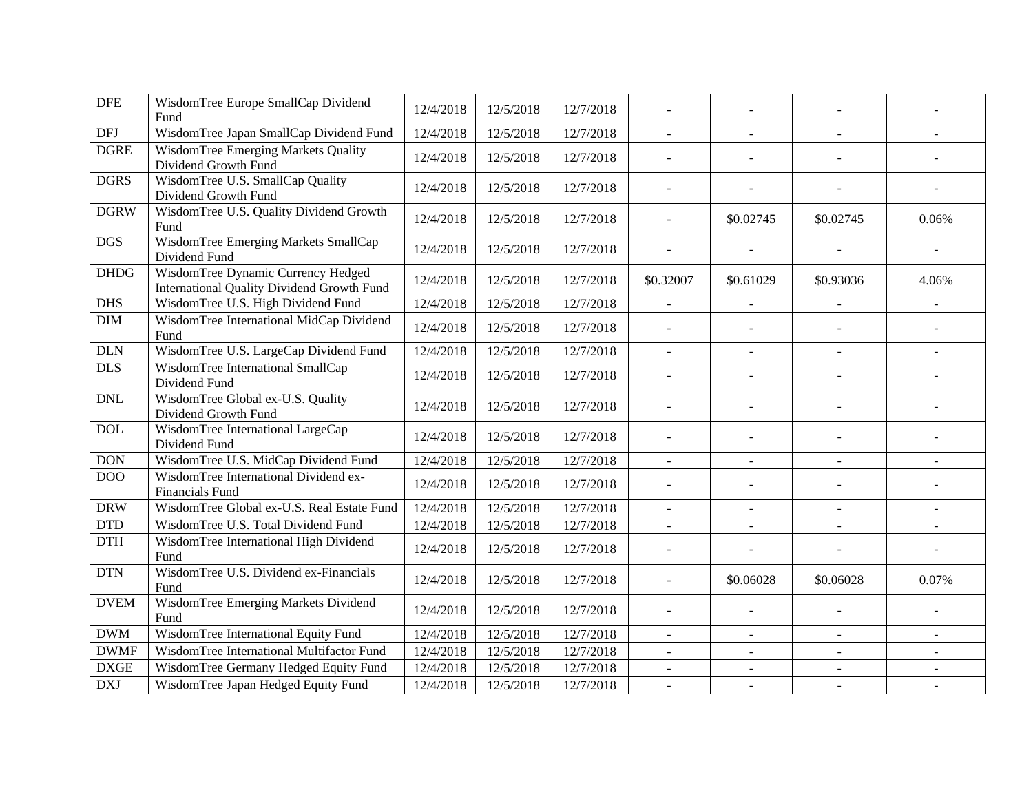| DFE | WisdomTree Europe SmallCap Dividend Fund | 12/4/2018 | 12/5/2018 | 12/7/2018 | - | - | - | - |
|---|---|---|---|---|---|---|---|---|
| DFJ | WisdomTree Japan SmallCap Dividend Fund | 12/4/2018 | 12/5/2018 | 12/7/2018 | - | - | - | - |
| DGRE | WisdomTree Emerging Markets Quality Dividend Growth Fund | 12/4/2018 | 12/5/2018 | 12/7/2018 | - | - | - | - |
| DGRS | WisdomTree U.S. SmallCap Quality Dividend Growth Fund | 12/4/2018 | 12/5/2018 | 12/7/2018 | - | - | - | - |
| DGRW | WisdomTree U.S. Quality Dividend Growth Fund | 12/4/2018 | 12/5/2018 | 12/7/2018 | - | $0.02745 | $0.02745 | 0.06% |
| DGS | WisdomTree Emerging Markets SmallCap Dividend Fund | 12/4/2018 | 12/5/2018 | 12/7/2018 | - | - | - | - |
| DHDG | WisdomTree Dynamic Currency Hedged International Quality Dividend Growth Fund | 12/4/2018 | 12/5/2018 | 12/7/2018 | $0.32007 | $0.61029 | $0.93036 | 4.06% |
| DHS | WisdomTree U.S. High Dividend Fund | 12/4/2018 | 12/5/2018 | 12/7/2018 | - | - | - | - |
| DIM | WisdomTree International MidCap Dividend Fund | 12/4/2018 | 12/5/2018 | 12/7/2018 | - | - | - | - |
| DLN | WisdomTree U.S. LargeCap Dividend Fund | 12/4/2018 | 12/5/2018 | 12/7/2018 | - | - | - | - |
| DLS | WisdomTree International SmallCap Dividend Fund | 12/4/2018 | 12/5/2018 | 12/7/2018 | - | - | - | - |
| DNL | WisdomTree Global ex-U.S. Quality Dividend Growth Fund | 12/4/2018 | 12/5/2018 | 12/7/2018 | - | - | - | - |
| DOL | WisdomTree International LargeCap Dividend Fund | 12/4/2018 | 12/5/2018 | 12/7/2018 | - | - | - | - |
| DON | WisdomTree U.S. MidCap Dividend Fund | 12/4/2018 | 12/5/2018 | 12/7/2018 | - | - | - | - |
| DOO | WisdomTree International Dividend ex-Financials Fund | 12/4/2018 | 12/5/2018 | 12/7/2018 | - | - | - | - |
| DRW | WisdomTree Global ex-U.S. Real Estate Fund | 12/4/2018 | 12/5/2018 | 12/7/2018 | - | - | - | - |
| DTD | WisdomTree U.S. Total Dividend Fund | 12/4/2018 | 12/5/2018 | 12/7/2018 | - | - | - | - |
| DTH | WisdomTree International High Dividend Fund | 12/4/2018 | 12/5/2018 | 12/7/2018 | - | - | - | - |
| DTN | WisdomTree U.S. Dividend ex-Financials Fund | 12/4/2018 | 12/5/2018 | 12/7/2018 | - | $0.06028 | $0.06028 | 0.07% |
| DVEM | WisdomTree Emerging Markets Dividend Fund | 12/4/2018 | 12/5/2018 | 12/7/2018 | - | - | - | - |
| DWM | WisdomTree International Equity Fund | 12/4/2018 | 12/5/2018 | 12/7/2018 | - | - | - | - |
| DWMF | WisdomTree International Multifactor Fund | 12/4/2018 | 12/5/2018 | 12/7/2018 | - | - | - | - |
| DXGE | WisdomTree Germany Hedged Equity Fund | 12/4/2018 | 12/5/2018 | 12/7/2018 | - | - | - | - |
| DXJ | WisdomTree Japan Hedged Equity Fund | 12/4/2018 | 12/5/2018 | 12/7/2018 | - | - | - | - |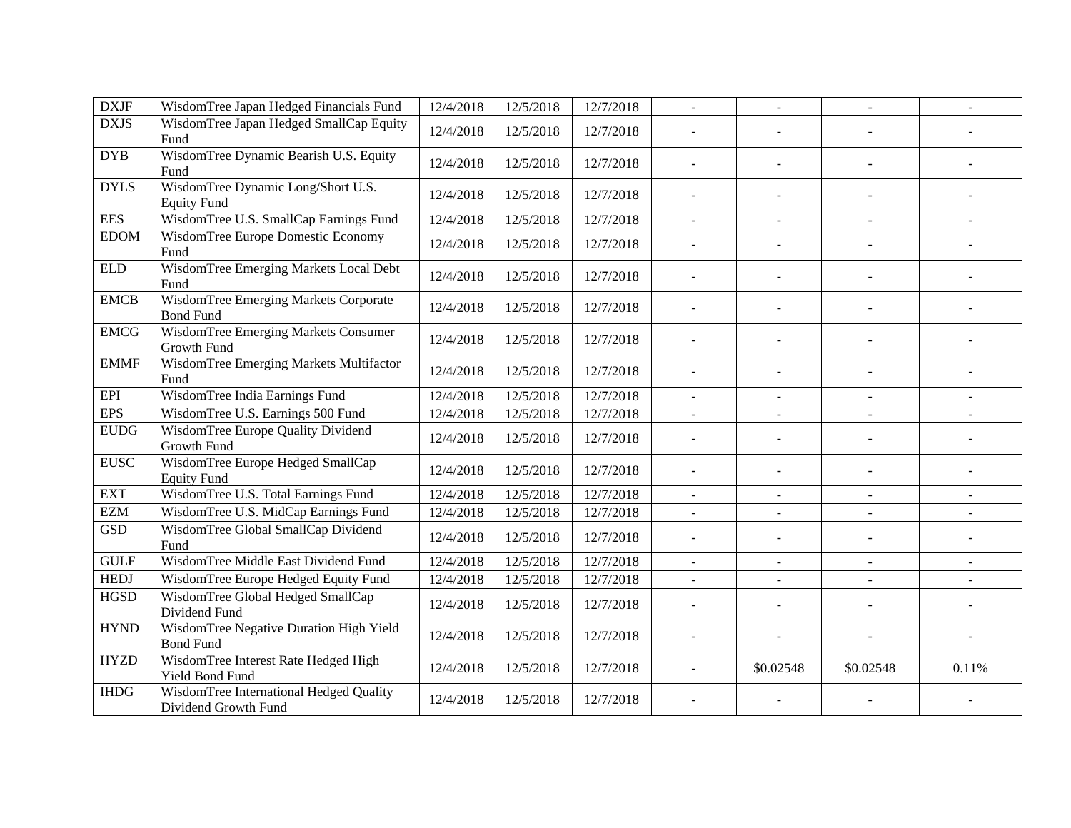| | | | | | | | | |
|---|---|---|---|---|---|---|---|---|
| DXJF | WisdomTree Japan Hedged Financials Fund | 12/4/2018 | 12/5/2018 | 12/7/2018 | - | - | - | - |
| DXJS | WisdomTree Japan Hedged SmallCap Equity Fund | 12/4/2018 | 12/5/2018 | 12/7/2018 | - | - | - | - |
| DYB | WisdomTree Dynamic Bearish U.S. Equity Fund | 12/4/2018 | 12/5/2018 | 12/7/2018 | - | - | - | - |
| DYLS | WisdomTree Dynamic Long/Short U.S. Equity Fund | 12/4/2018 | 12/5/2018 | 12/7/2018 | - | - | - | - |
| EES | WisdomTree U.S. SmallCap Earnings Fund | 12/4/2018 | 12/5/2018 | 12/7/2018 | - | - | - | - |
| EDOM | WisdomTree Europe Domestic Economy Fund | 12/4/2018 | 12/5/2018 | 12/7/2018 | - | - | - | - |
| ELD | WisdomTree Emerging Markets Local Debt Fund | 12/4/2018 | 12/5/2018 | 12/7/2018 | - | - | - | - |
| EMCB | WisdomTree Emerging Markets Corporate Bond Fund | 12/4/2018 | 12/5/2018 | 12/7/2018 | - | - | - | - |
| EMCG | WisdomTree Emerging Markets Consumer Growth Fund | 12/4/2018 | 12/5/2018 | 12/7/2018 | - | - | - | - |
| EMMF | WisdomTree Emerging Markets Multifactor Fund | 12/4/2018 | 12/5/2018 | 12/7/2018 | - | - | - | - |
| EPI | WisdomTree India Earnings Fund | 12/4/2018 | 12/5/2018 | 12/7/2018 | - | - | - | - |
| EPS | WisdomTree U.S. Earnings 500 Fund | 12/4/2018 | 12/5/2018 | 12/7/2018 | - | - | - | - |
| EUDG | WisdomTree Europe Quality Dividend Growth Fund | 12/4/2018 | 12/5/2018 | 12/7/2018 | - | - | - | - |
| EUSC | WisdomTree Europe Hedged SmallCap Equity Fund | 12/4/2018 | 12/5/2018 | 12/7/2018 | - | - | - | - |
| EXT | WisdomTree U.S. Total Earnings Fund | 12/4/2018 | 12/5/2018 | 12/7/2018 | - | - | - | - |
| EZM | WisdomTree U.S. MidCap Earnings Fund | 12/4/2018 | 12/5/2018 | 12/7/2018 | - | - | - | - |
| GSD | WisdomTree Global SmallCap Dividend Fund | 12/4/2018 | 12/5/2018 | 12/7/2018 | - | - | - | - |
| GULF | WisdomTree Middle East Dividend Fund | 12/4/2018 | 12/5/2018 | 12/7/2018 | - | - | - | - |
| HEDJ | WisdomTree Europe Hedged Equity Fund | 12/4/2018 | 12/5/2018 | 12/7/2018 | - | - | - | - |
| HGSD | WisdomTree Global Hedged SmallCap Dividend Fund | 12/4/2018 | 12/5/2018 | 12/7/2018 | - | - | - | - |
| HYND | WisdomTree Negative Duration High Yield Bond Fund | 12/4/2018 | 12/5/2018 | 12/7/2018 | - | - | - | - |
| HYZD | WisdomTree Interest Rate Hedged High Yield Bond Fund | 12/4/2018 | 12/5/2018 | 12/7/2018 | - | $0.02548 | $0.02548 | 0.11% |
| IHDG | WisdomTree International Hedged Quality Dividend Growth Fund | 12/4/2018 | 12/5/2018 | 12/7/2018 | - | - | - | - |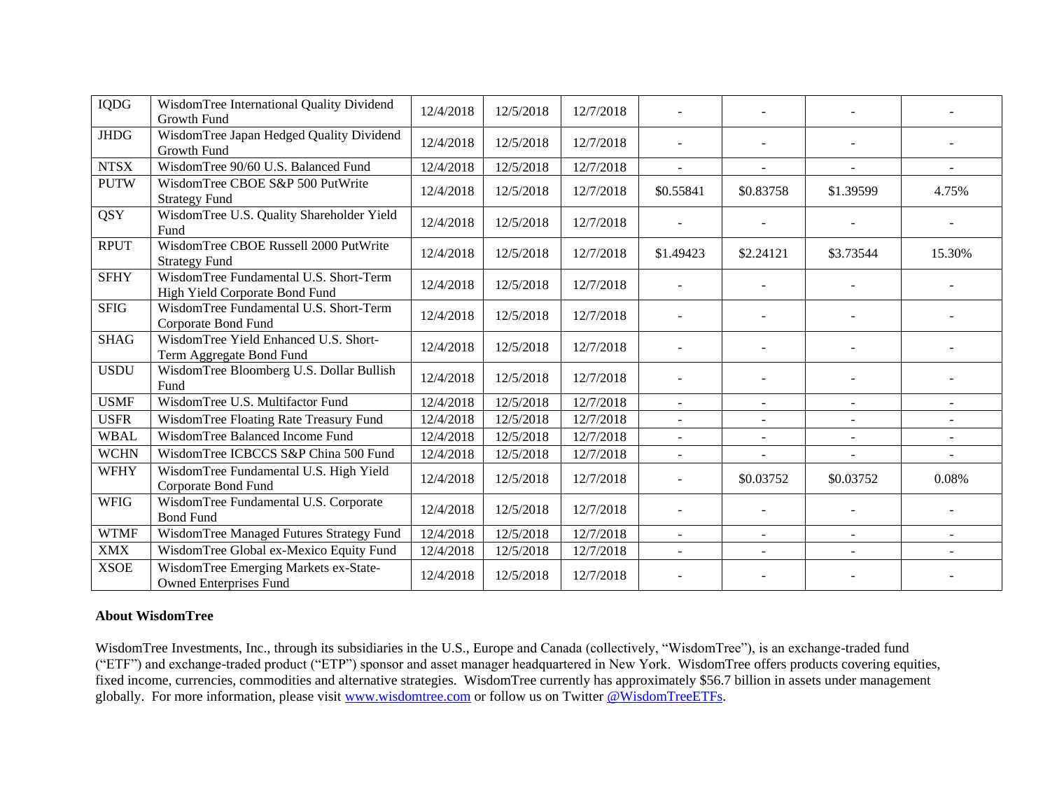| IQDG | WisdomTree International Quality Dividend Growth Fund | 12/4/2018 | 12/5/2018 | 12/7/2018 | - | - | - | - |
|---|---|---|---|---|---|---|---|---|
| JHDG | WisdomTree Japan Hedged Quality Dividend Growth Fund | 12/4/2018 | 12/5/2018 | 12/7/2018 | - | - | - | - |
| NTSX | WisdomTree 90/60 U.S. Balanced Fund | 12/4/2018 | 12/5/2018 | 12/7/2018 | - | - | - | - |
| PUTW | WisdomTree CBOE S&P 500 PutWrite Strategy Fund | 12/4/2018 | 12/5/2018 | 12/7/2018 | $0.55841 | $0.83758 | $1.39599 | 4.75% |
| QSY | WisdomTree U.S. Quality Shareholder Yield Fund | 12/4/2018 | 12/5/2018 | 12/7/2018 | - | - | - | - |
| RPUT | WisdomTree CBOE Russell 2000 PutWrite Strategy Fund | 12/4/2018 | 12/5/2018 | 12/7/2018 | $1.49423 | $2.24121 | $3.73544 | 15.30% |
| SFHY | WisdomTree Fundamental U.S. Short-Term High Yield Corporate Bond Fund | 12/4/2018 | 12/5/2018 | 12/7/2018 | - | - | - | - |
| SFIG | WisdomTree Fundamental U.S. Short-Term Corporate Bond Fund | 12/4/2018 | 12/5/2018 | 12/7/2018 | - | - | - | - |
| SHAG | WisdomTree Yield Enhanced U.S. Short-Term Aggregate Bond Fund | 12/4/2018 | 12/5/2018 | 12/7/2018 | - | - | - | - |
| USDU | WisdomTree Bloomberg U.S. Dollar Bullish Fund | 12/4/2018 | 12/5/2018 | 12/7/2018 | - | - | - | - |
| USMF | WisdomTree U.S. Multifactor Fund | 12/4/2018 | 12/5/2018 | 12/7/2018 | - | - | - | - |
| USFR | WisdomTree Floating Rate Treasury Fund | 12/4/2018 | 12/5/2018 | 12/7/2018 | - | - | - | - |
| WBAL | WisdomTree Balanced Income Fund | 12/4/2018 | 12/5/2018 | 12/7/2018 | - | - | - | - |
| WCHN | WisdomTree ICBCCS S&P China 500 Fund | 12/4/2018 | 12/5/2018 | 12/7/2018 | - | - | - | - |
| WFHY | WisdomTree Fundamental U.S. High Yield Corporate Bond Fund | 12/4/2018 | 12/5/2018 | 12/7/2018 | - | $0.03752 | $0.03752 | 0.08% |
| WFIG | WisdomTree Fundamental U.S. Corporate Bond Fund | 12/4/2018 | 12/5/2018 | 12/7/2018 | - | - | - | - |
| WTMF | WisdomTree Managed Futures Strategy Fund | 12/4/2018 | 12/5/2018 | 12/7/2018 | - | - | - | - |
| XMX | WisdomTree Global ex-Mexico Equity Fund | 12/4/2018 | 12/5/2018 | 12/7/2018 | - | - | - | - |
| XSOE | WisdomTree Emerging Markets ex-State-Owned Enterprises Fund | 12/4/2018 | 12/5/2018 | 12/7/2018 | - | - | - | - |

**About WisdomTree**

WisdomTree Investments, Inc., through its subsidiaries in the U.S., Europe and Canada (collectively, "WisdomTree"), is an exchange-traded fund ("ETF") and exchange-traded product ("ETP") sponsor and asset manager headquartered in New York. WisdomTree offers products covering equities, fixed income, currencies, commodities and alternative strategies. WisdomTree currently has approximately $56.7 billion in assets under management globally. For more information, please visit www.wisdomtree.com or follow us on Twitter @WisdomTreeETFs.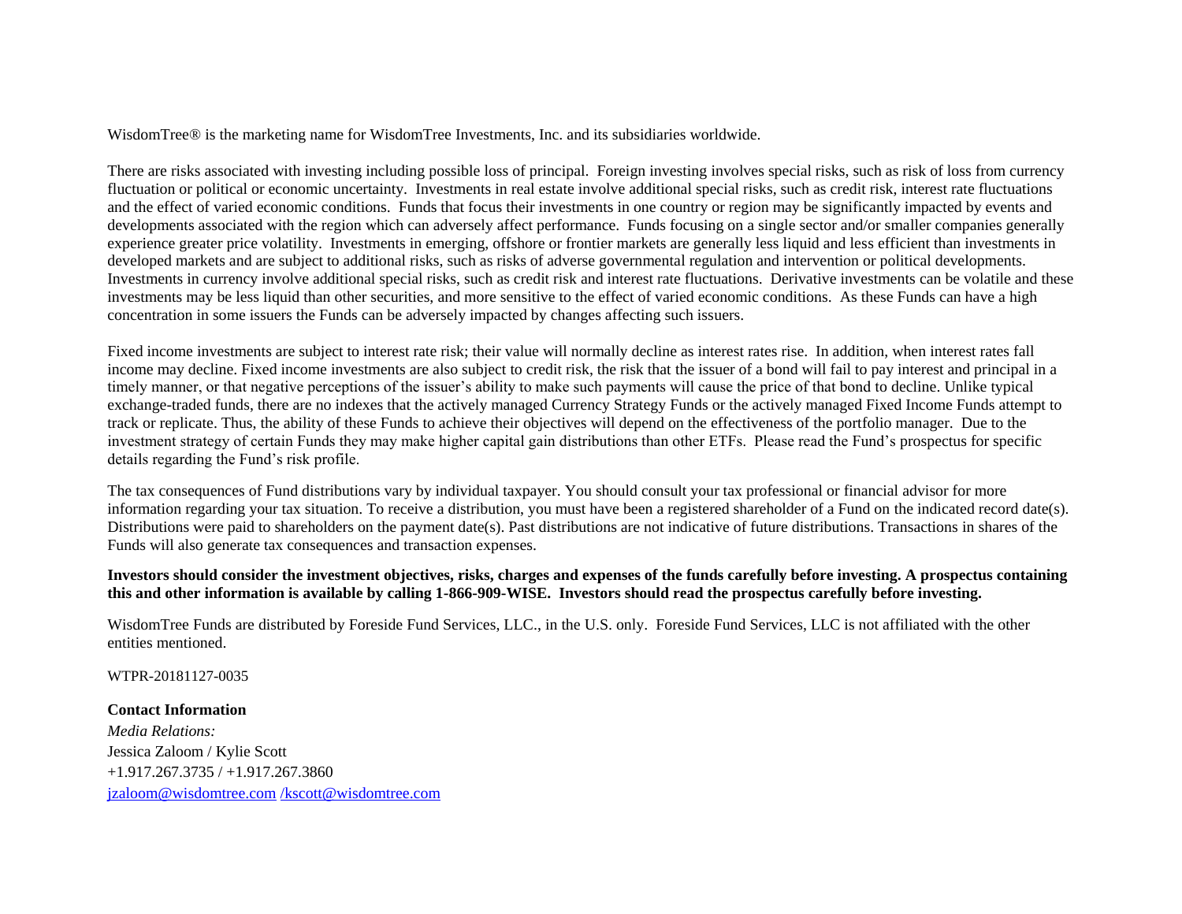WisdomTree® is the marketing name for WisdomTree Investments, Inc. and its subsidiaries worldwide.

There are risks associated with investing including possible loss of principal. Foreign investing involves special risks, such as risk of loss from currency fluctuation or political or economic uncertainty. Investments in real estate involve additional special risks, such as credit risk, interest rate fluctuations and the effect of varied economic conditions. Funds that focus their investments in one country or region may be significantly impacted by events and developments associated with the region which can adversely affect performance. Funds focusing on a single sector and/or smaller companies generally experience greater price volatility. Investments in emerging, offshore or frontier markets are generally less liquid and less efficient than investments in developed markets and are subject to additional risks, such as risks of adverse governmental regulation and intervention or political developments. Investments in currency involve additional special risks, such as credit risk and interest rate fluctuations. Derivative investments can be volatile and these investments may be less liquid than other securities, and more sensitive to the effect of varied economic conditions. As these Funds can have a high concentration in some issuers the Funds can be adversely impacted by changes affecting such issuers.

Fixed income investments are subject to interest rate risk; their value will normally decline as interest rates rise. In addition, when interest rates fall income may decline. Fixed income investments are also subject to credit risk, the risk that the issuer of a bond will fail to pay interest and principal in a timely manner, or that negative perceptions of the issuer's ability to make such payments will cause the price of that bond to decline. Unlike typical exchange-traded funds, there are no indexes that the actively managed Currency Strategy Funds or the actively managed Fixed Income Funds attempt to track or replicate. Thus, the ability of these Funds to achieve their objectives will depend on the effectiveness of the portfolio manager. Due to the investment strategy of certain Funds they may make higher capital gain distributions than other ETFs. Please read the Fund's prospectus for specific details regarding the Fund's risk profile.

The tax consequences of Fund distributions vary by individual taxpayer. You should consult your tax professional or financial advisor for more information regarding your tax situation. To receive a distribution, you must have been a registered shareholder of a Fund on the indicated record date(s). Distributions were paid to shareholders on the payment date(s). Past distributions are not indicative of future distributions. Transactions in shares of the Funds will also generate tax consequences and transaction expenses.

**Investors should consider the investment objectives, risks, charges and expenses of the funds carefully before investing. A prospectus containing this and other information is available by calling 1-866-909-WISE. Investors should read the prospectus carefully before investing.**

WisdomTree Funds are distributed by Foreside Fund Services, LLC., in the U.S. only. Foreside Fund Services, LLC is not affiliated with the other entities mentioned.

WTPR-20181127-0035

**Contact Information**

*Media Relations:*
Jessica Zaloom / Kylie Scott
+1.917.267.3735 / +1.917.267.3860
jzaloom@wisdomtree.com /kscott@wisdomtree.com